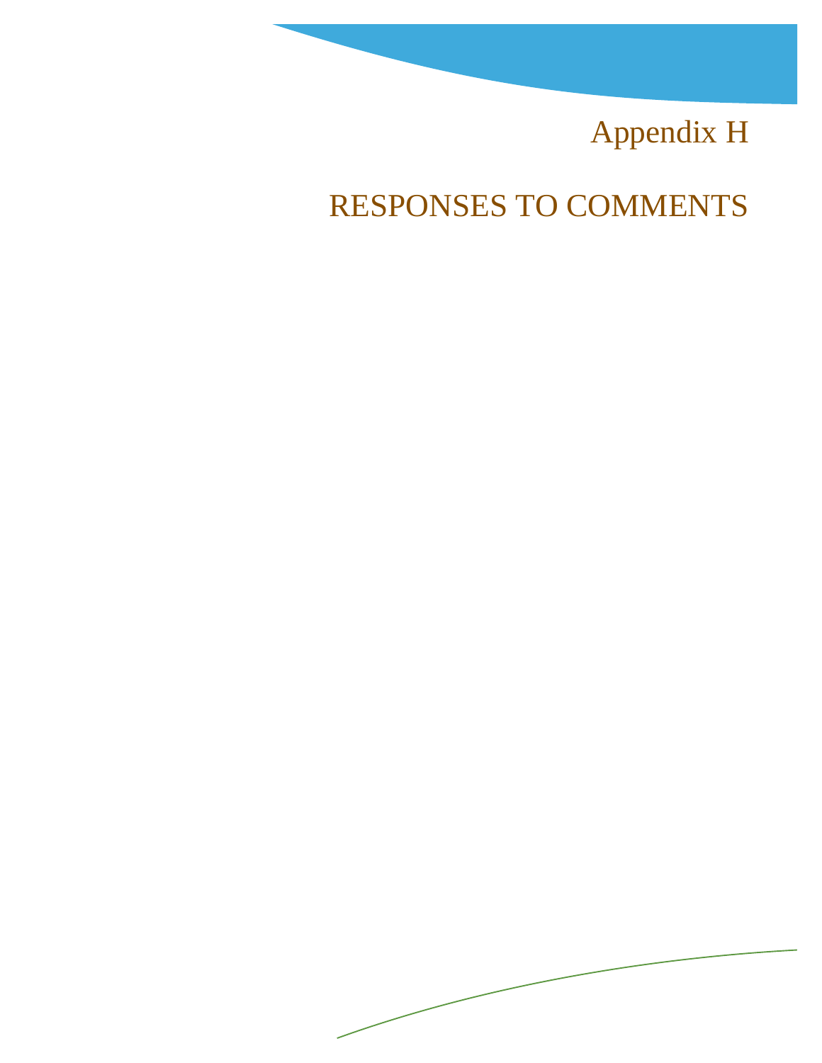# Appendix H

# RESPONSES TO COMMENTS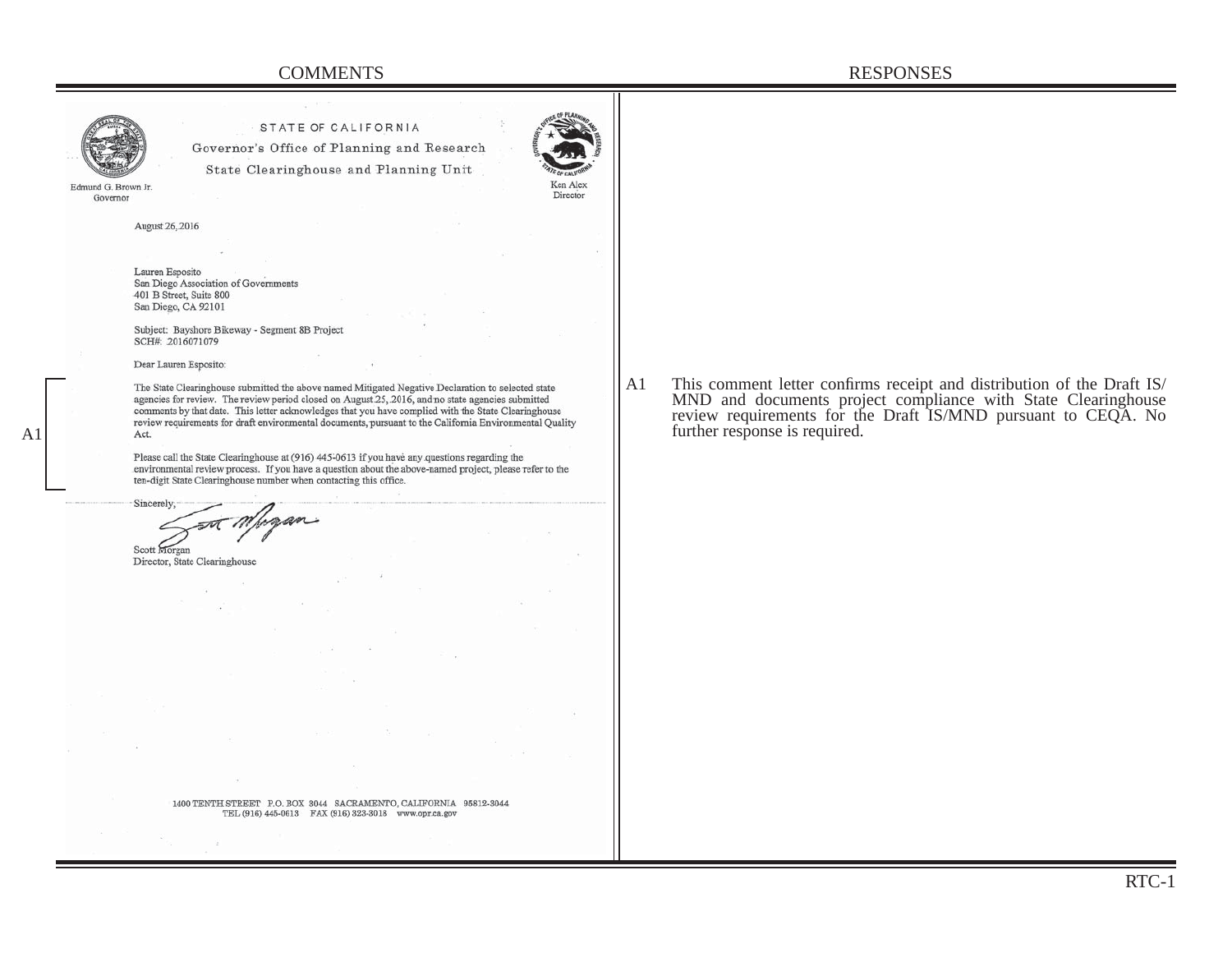COMMENTS | RESPONSES

STATE OF CALIFORNIA

Governor's Office of Planning and Research

State Clearinghouse and Planning Unit

Edmund G. Brown Jr.
Governor

Ken Alex
Director

August 26, 2016

Lauren Esposito
San Diego Association of Governments
401 B Street, Suite 800
San Diego, CA 92101

Subject: Bayshore Bikeway - Segment 8B Project
SCH#: 2016071079

Dear Lauren Esposito:

**A1** The State Clearinghouse submitted the above named Mitigated Negative Declaration to selected state agencies for review. The review period closed on August 25, 2016, and no state agencies submitted comments by that date. This letter acknowledges that you have complied with the State Clearinghouse review requirements for draft environmental documents, pursuant to the California Environmental Quality Act.

Please call the State Clearinghouse at (916) 445-0613 if you have any questions regarding the environmental review process. If you have a question about the above-named project, please refer to the ten-digit State Clearinghouse number when contacting this office.

Sincerely,

Scott Morgan
Director, State Clearinghouse

1400 TENTH STREET P.O. BOX 3044 SACRAMENTO, CALIFORNIA 95812-3044
TEL (916) 445-0613 FAX (916) 323-3018 www.opr.ca.gov

---

**RESPONSES**

A1 This comment letter confirms receipt and distribution of the Draft IS/MND and documents project compliance with State Clearinghouse review requirements for the Draft IS/MND pursuant to CEQA. No further response is required.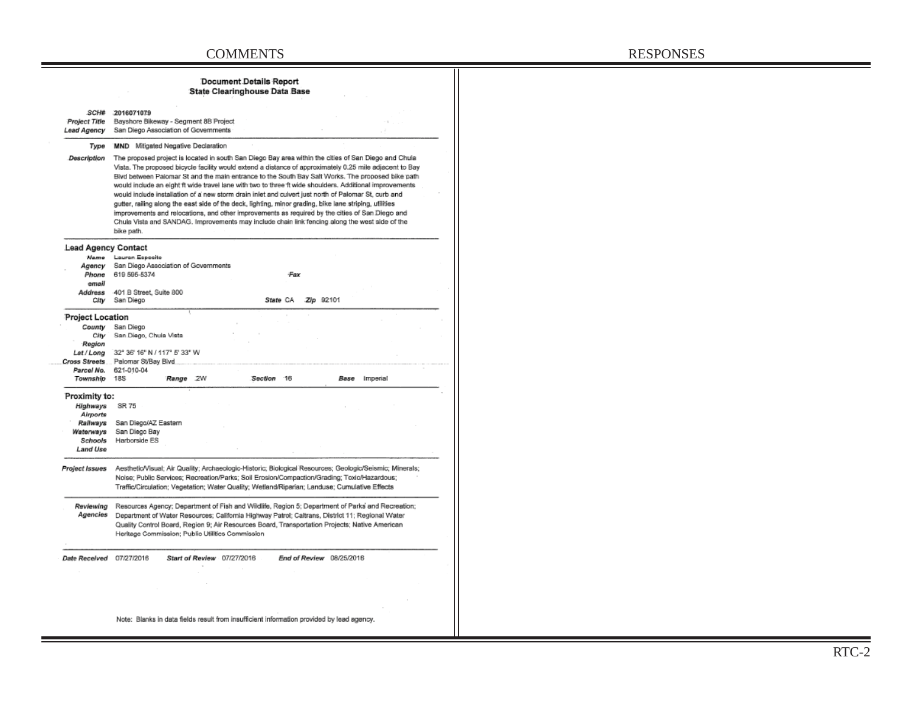COMMENTS | RESPONSES

## Document Details Report
## State Clearinghouse Data Base

**SCH#** 2016071079
**Project Title** Bayshore Bikeway - Segment 8B Project
**Lead Agency** San Diego Association of Governments

**Type** **MND** Mitigated Negative Declaration

**Description** The proposed project is located in south San Diego Bay area within the cities of San Diego and Chula Vista. The proposed bicycle facility would extend a distance of approximately 0.25 mile adjacent to Bay Blvd between Palomar St and the main entrance to the South Bay Salt Works. The proposed bike path would include an eight ft wide travel lane with two to three ft wide shoulders. Additional improvements would include installation of a new storm drain inlet and culvert just north of Palomar St, curb and gutter, railing along the east side of the deck, lighting, minor grading, bike lane striping, utilities improvements and relocations, and other improvements as required by the cities of San Diego and Chula Vista and SANDAG. Improvements may include chain link fencing along the west side of the bike path.

### Lead Agency Contact

**Name** Lauren Esposito
**Agency** San Diego Association of Governments
**Phone** 619 595-5374 **Fax**
**email**
**Address** 401 B Street, Suite 800
**City** San Diego **State** CA **Zip** 92101

### Project Location

**County** San Diego
**City** San Diego, Chula Vista
**Region**
**Lat / Long** 32° 36' 16" N / 117° 5' 33" W
**Cross Streets** Palomar St/Bay Blvd
**Parcel No.** 621-010-04
**Township** 18S **Range** 2W **Section** 16 **Base** Imperial

### Proximity to:

**Highways** SR 75
**Airports**
**Railways** San Diego/AZ Eastern
**Waterways** San Diego Bay
**Schools** Harborside ES
**Land Use**

**Project Issues** Aesthetic/Visual; Air Quality; Archaeologic-Historic; Biological Resources; Geologic/Seismic; Minerals; Noise; Public Services; Recreation/Parks; Soil Erosion/Compaction/Grading; Toxic/Hazardous; Traffic/Circulation; Vegetation; Water Quality; Wetland/Riparian; Landuse; Cumulative Effects

**Reviewing Agencies** Resources Agency; Department of Fish and Wildlife, Region 5; Department of Parks and Recreation; Department of Water Resources; California Highway Patrol; Caltrans, District 11; Regional Water Quality Control Board, Region 9; Air Resources Board, Transportation Projects; Native American Heritage Commission; Public Utilities Commission

**Date Received** 07/27/2016 **Start of Review** 07/27/2016 **End of Review** 08/25/2016

Note: Blanks in data fields result from insufficient information provided by lead agency.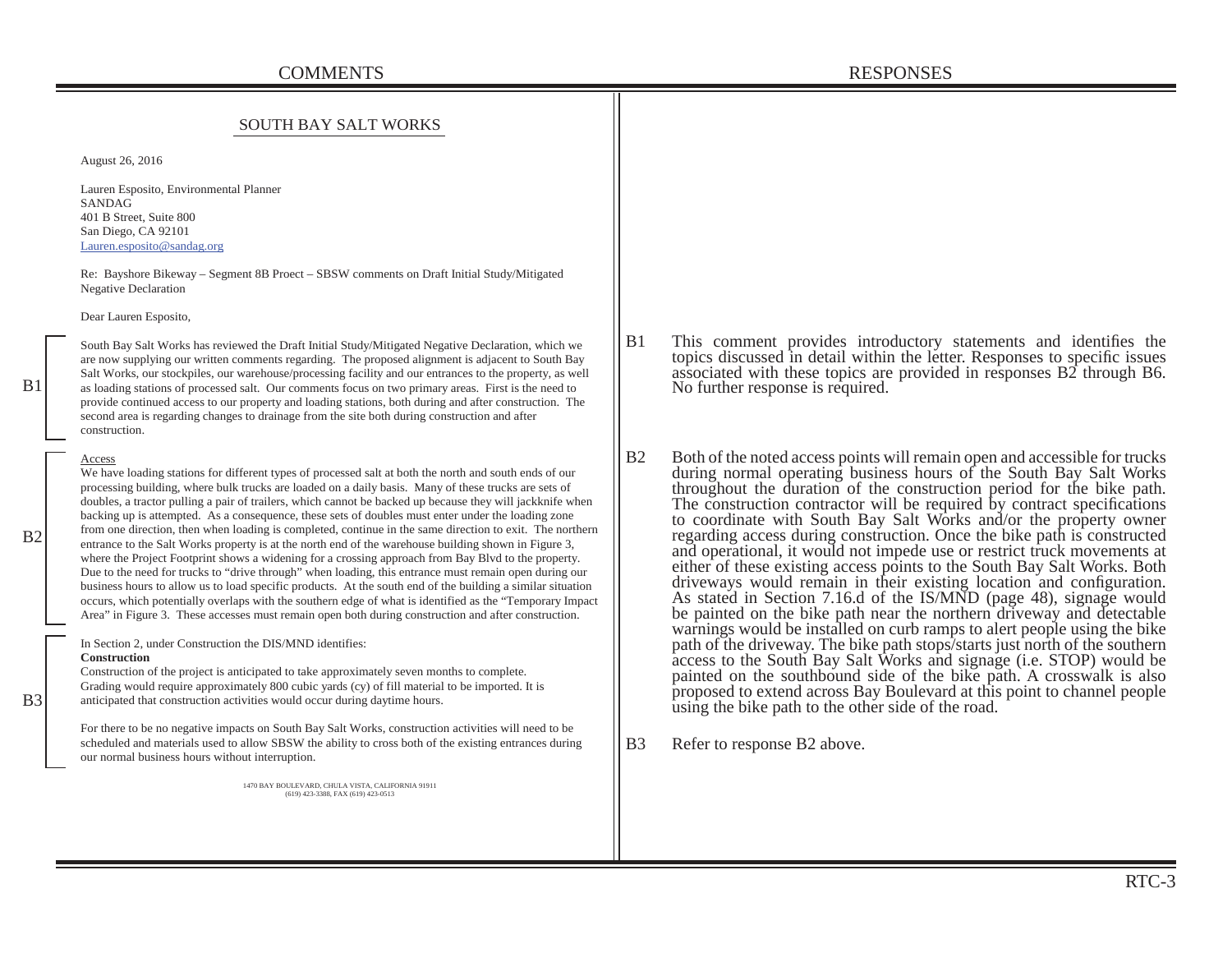## COMMENTS

### SOUTH BAY SALT WORKS

August 26, 2016

Lauren Esposito, Environmental Planner
SANDAG
401 B Street, Suite 800
San Diego, CA 92101
Lauren.esposito@sandag.org

Re: Bayshore Bikeway – Segment 8B Proect – SBSW comments on Draft Initial Study/Mitigated Negative Declaration

Dear Lauren Esposito,

**B1**

South Bay Salt Works has reviewed the Draft Initial Study/Mitigated Negative Declaration, which we are now supplying our written comments regarding. The proposed alignment is adjacent to South Bay Salt Works, our stockpiles, our warehouse/processing facility and our entrances to the property, as well as loading stations of processed salt. Our comments focus on two primary areas. First is the need to provide continued access to our property and loading stations, both during and after construction. The second area is regarding changes to drainage from the site both during construction and after construction.

**B2**

Access

We have loading stations for different types of processed salt at both the north and south ends of our processing building, where bulk trucks are loaded on a daily basis. Many of these trucks are sets of doubles, a tractor pulling a pair of trailers, which cannot be backed up because they will jackknife when backing up is attempted. As a consequence, these sets of doubles must enter under the loading zone from one direction, then when loading is completed, continue in the same direction to exit. The northern entrance to the Salt Works property is at the north end of the warehouse building shown in Figure 3, where the Project Footprint shows a widening for a crossing approach from Bay Blvd to the property. Due to the need for trucks to "drive through" when loading, this entrance must remain open during our business hours to allow us to load specific products. At the south end of the building a similar situation occurs, which potentially overlaps with the southern edge of what is identified as the "Temporary Impact Area" in Figure 3. These accesses must remain open both during construction and after construction.

**B3**

In Section 2, under Construction the DIS/MND identifies:

**Construction**
Construction of the project is anticipated to take approximately seven months to complete. Grading would require approximately 800 cubic yards (cy) of fill material to be imported. It is anticipated that construction activities would occur during daytime hours.

For there to be no negative impacts on South Bay Salt Works, construction activities will need to be scheduled and materials used to allow SBSW the ability to cross both of the existing entrances during our normal business hours without interruption.

1470 BAY BOULEVARD, CHULA VISTA, CALIFORNIA 91911
(619) 423-3388, FAX (619) 423-0513

## RESPONSES

**B1** This comment provides introductory statements and identifies the topics discussed in detail within the letter. Responses to specific issues associated with these topics are provided in responses B2 through B6. No further response is required.

**B2** Both of the noted access points will remain open and accessible for trucks during normal operating business hours of the South Bay Salt Works throughout the duration of the construction period for the bike path. The construction contractor will be required by contract specifications to coordinate with South Bay Salt Works and/or the property owner regarding access during construction. Once the bike path is constructed and operational, it would not impede use or restrict truck movements at either of these existing access points to the South Bay Salt Works. Both driveways would remain in their existing location and configuration. As stated in Section 7.16.d of the IS/MND (page 48), signage would be painted on the bike path near the northern driveway and detectable warnings would be installed on curb ramps to alert people using the bike path of the driveway. The bike path stops/starts just north of the southern access to the South Bay Salt Works and signage (i.e. STOP) would be painted on the southbound side of the bike path. A crosswalk is also proposed to extend across Bay Boulevard at this point to channel people using the bike path to the other side of the road.

**B3** Refer to response B2 above.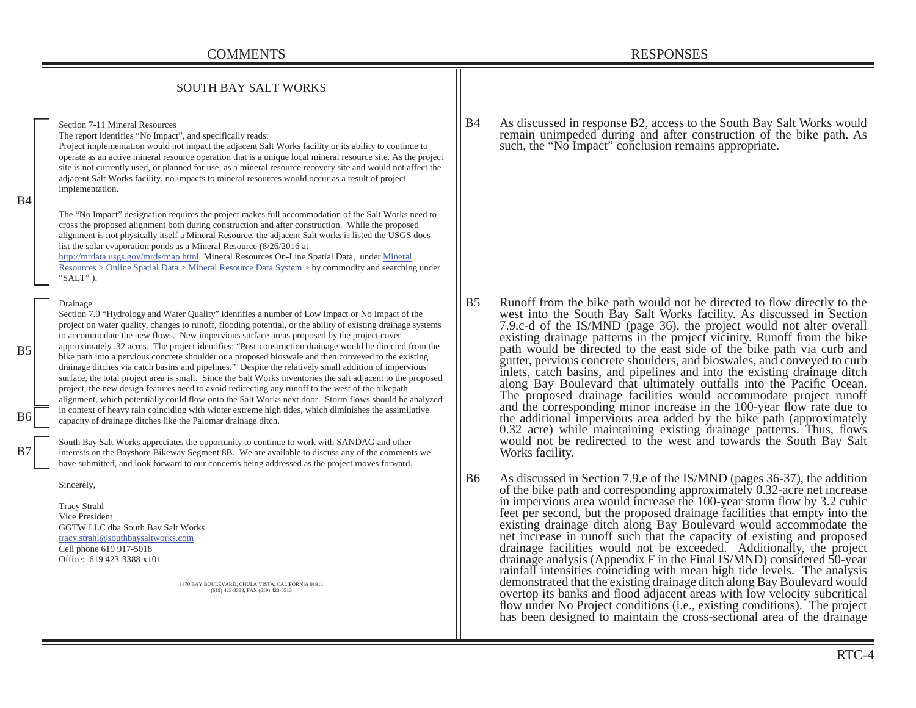## COMMENTS

### SOUTH BAY SALT WORKS

**B4**

Section 7-11 Mineral Resources
The report identifies "No Impact", and specifically reads:
Project implementation would not impact the adjacent Salt Works facility or its ability to continue to operate as an active mineral resource operation that is a unique local mineral resource site. As the project site is not currently used, or planned for use, as a mineral resource recovery site and would not affect the adjacent Salt Works facility, no impacts to mineral resources would occur as a result of project implementation.

The "No Impact" designation requires the project makes full accommodation of the Salt Works need to cross the proposed alignment both during construction and after construction. While the proposed alignment is not physically itself a Mineral Resource, the adjacent Salt works is listed the USGS does list the solar evaporation ponds as a Mineral Resource (8/26/2016 at http://mrdata.usgs.gov/mrds/map.html Mineral Resources On-Line Spatial Data, under Mineral Resources > Online Spatial Data > Mineral Resource Data System > by commodity and searching under "SALT" ).

**B5**

Drainage
Section 7.9 "Hydrology and Water Quality" identifies a number of Low Impact or No Impact of the project on water quality, changes to runoff, flooding potential, or the ability of existing drainage systems to accommodate the new flows. New impervious surface areas proposed by the project cover approximately .32 acres. The project identifies: "Post-construction drainage would be directed from the bike path into a pervious concrete shoulder or a proposed bioswale and then conveyed to the existing drainage ditches via catch basins and pipelines." Despite the relatively small addition of impervious surface, the total project area is small. Since the Salt Works inventories the salt adjacent to the proposed project, the new design features need to avoid redirecting any runoff to the west of the bikepath alignment, which potentially could flow onto the Salt Works next door.

**B6**

Storm flows should be analyzed in context of heavy rain coinciding with winter extreme high tides, which diminishes the assimilative capacity of drainage ditches like the Palomar drainage ditch.

**B7**

South Bay Salt Works appreciates the opportunity to continue to work with SANDAG and other interests on the Bayshore Bikeway Segment 8B. We are available to discuss any of the comments we have submitted, and look forward to our concerns being addressed as the project moves forward.

Sincerely,

Tracy Strahl
Vice President
GGTW LLC dba South Bay Salt Works
tracy.strahl@southbaysaltworks.com
Cell phone 619 917-5018
Office: 619 423-3388 x101

1470 BAY BOULEVARD, CHULA VISTA, CALIFORNIA 91911
(619) 423-3388, FAX (619) 423-0513

## RESPONSES

**B4** As discussed in response B2, access to the South Bay Salt Works would remain unimpeded during and after construction of the bike path. As such, the "No Impact" conclusion remains appropriate.

**B5** Runoff from the bike path would not be directed to flow directly to the west into the South Bay Salt Works facility. As discussed in Section 7.9.c-d of the IS/MND (page 36), the project would not alter overall existing drainage patterns in the project vicinity. Runoff from the bike path would be directed to the east side of the bike path via curb and gutter, pervious concrete shoulders, and bioswales, and conveyed to curb inlets, catch basins, and pipelines and into the existing drainage ditch along Bay Boulevard that ultimately outfalls into the Pacific Ocean. The proposed drainage facilities would accommodate project runoff and the corresponding minor increase in the 100-year flow rate due to the additional impervious area added by the bike path (approximately 0.32 acre) while maintaining existing drainage patterns. Thus, flows would not be redirected to the west and towards the South Bay Salt Works facility.

**B6** As discussed in Section 7.9.e of the IS/MND (pages 36-37), the addition of the bike path and corresponding approximately 0.32-acre net increase in impervious area would increase the 100-year storm flow by 3.2 cubic feet per second, but the proposed drainage facilities that empty into the existing drainage ditch along Bay Boulevard would accommodate the net increase in runoff such that the capacity of existing and proposed drainage facilities would not be exceeded. Additionally, the project drainage analysis (Appendix F in the Final IS/MND) considered 50-year rainfall intensities coinciding with mean high tide levels. The analysis demonstrated that the existing drainage ditch along Bay Boulevard would overtop its banks and flood adjacent areas with low velocity subcritical flow under No Project conditions (i.e., existing conditions). The project has been designed to maintain the cross-sectional area of the drainage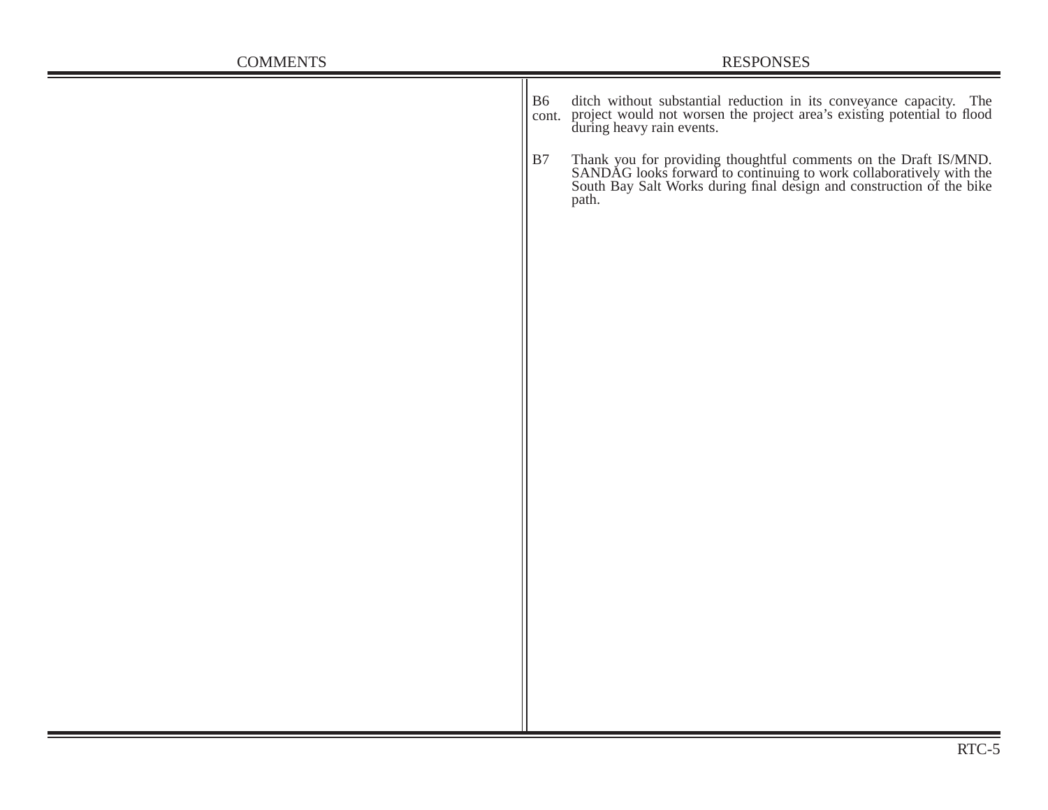| COMMENTS | RESPONSES |
| --- | --- |
| | B6 cont. ditch without substantial reduction in its conveyance capacity. The project would not worsen the project area's existing potential to flood during heavy rain events. |
| | B7 Thank you for providing thoughtful comments on the Draft IS/MND. SANDAG looks forward to continuing to work collaboratively with the South Bay Salt Works during final design and construction of the bike path. |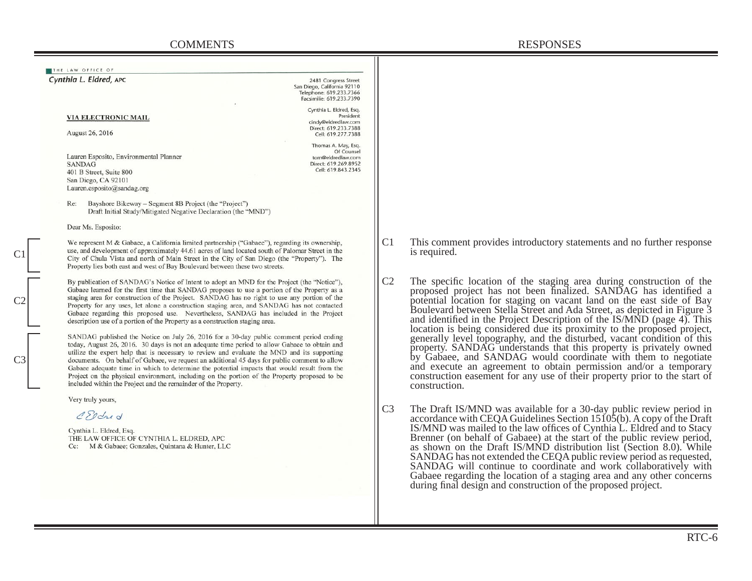## COMMENTS

THE LAW OFFICE OF
**Cynthia L. Eldred, APC**

2481 Congress Street
San Diego, California 92110
Telephone: 619.233.7366
Facsimile: 619.233.7390

Cynthia L. Eldred, Esq.
President
cindy@eldredlaw.com
Direct: 619.233.7388
Cell: 619.277.7388

Thomas A. May, Esq.
Of Counsel
tom@eldredlaw.com
Direct: 619.269.8952
Cell: 619.843.2345

**VIA ELECTRONIC MAIL**

August 26, 2016

Lauren Esposito, Environmental Planner
SANDAG
401 B Street, Suite 800
San Diego, CA 92101
Lauren.esposito@sandag.org

Re: Bayshore Bikeway – Segment 8B Project (the "Project")
Draft Initial Study/Mitigated Negative Declaration (the "MND")

Dear Ms. Esposito:

C1 — We represent M & Gabaee, a California limited partnership ("Gabaee"), regarding its ownership, use, and development of approximately 44.61 acres of land located south of Palomar Street in the City of Chula Vista and north of Main Street in the City of San Diego (the "Property"). The Property lies both east and west of Bay Boulevard between these two streets.

C2 — By publication of SANDAG's Notice of Intent to adopt an MND for the Project (the "Notice"), Gabaee learned for the first time that SANDAG proposes to use a portion of the Property as a staging area for construction of the Project. SANDAG has no right to use any portion of the Property for any uses, let alone a construction staging area, and SANDAG has not contacted Gabaee regarding this proposed use. Nevertheless, SANDAG has included in the Project description use of a portion of the Property as a construction staging area.

C3 — SANDAG published the Notice on July 26, 2016 for a 30-day public comment period ending today, August 26, 2016. 30 days is not an adequate time period to allow Gabaee to obtain and utilize the expert help that is necessary to review and evaluate the MND and its supporting documents. On behalf of Gabaee, we request an additional 45 days for public comment to allow Gabaee adequate time in which to determine the potential impacts that would result from the Project on the physical environment, including on the portion of the Property proposed to be included within the Project and the remainder of the Property.

Very truly yours,

C Eldred

Cynthia L. Eldred, Esq.
THE LAW OFFICE OF CYNTHIA L. ELDRED, APC
Cc: M & Gabaee; Gonzales, Quintana & Hunter, LLC

## RESPONSES

C1 This comment provides introductory statements and no further response is required.

C2 The specific location of the staging area during construction of the proposed project has not been finalized. SANDAG has identified a potential location for staging on vacant land on the east side of Bay Boulevard between Stella Street and Ada Street, as depicted in Figure 3 and identified in the Project Description of the IS/MND (page 4). This location is being considered due its proximity to the proposed project, generally level topography, and the disturbed, vacant condition of this property. SANDAG understands that this property is privately owned by Gabaee, and SANDAG would coordinate with them to negotiate and execute an agreement to obtain permission and/or a temporary construction easement for any use of their property prior to the start of construction.

C3 The Draft IS/MND was available for a 30-day public review period in accordance with CEQA Guidelines Section 15105(b). A copy of the Draft IS/MND was mailed to the law offices of Cynthia L. Eldred and to Stacy Brenner (on behalf of Gabaee) at the start of the public review period, as shown on the Draft IS/MND distribution list (Section 8.0). While SANDAG has not extended the CEQA public review period as requested, SANDAG will continue to coordinate and work collaboratively with Gabaee regarding the location of a staging area and any other concerns during final design and construction of the proposed project.